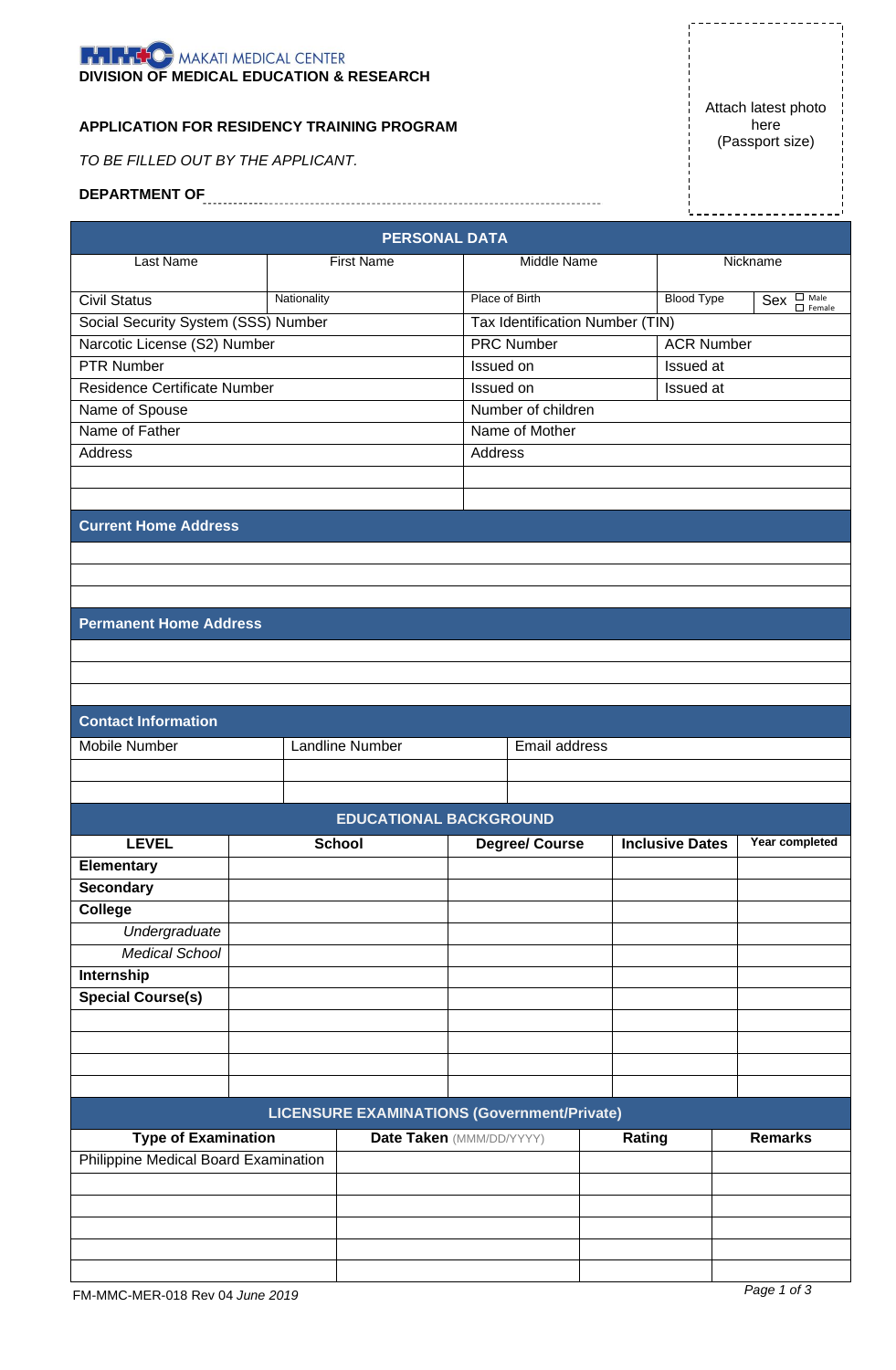MAKATI MEDICAL CENTER
**DIVISION OF MEDICAL EDUCATION & RESEARCH**

**APPLICATION FOR RESIDENCY TRAINING PROGRAM**

*TO BE FILLED OUT BY THE APPLICANT.*

**DEPARTMENT OF** ............................................................

Attach latest photo here (Passport size)

## PERSONAL DATA

| Last Name | First Name | Middle Name | Nickname |
|---|---|---|---|
| | | | |
| Civil Status | Nationality | Place of Birth | Blood Type / Sex ☐ Male ☐ Female |
| Social Security System (SSS) Number | | Tax Identification Number (TIN) | |
| Narcotic License (S2) Number | | PRC Number | ACR Number |
| PTR Number | | Issued on | Issued at |
| Residence Certificate Number | | Issued on | Issued at |
| Name of Spouse | | Number of children | |
| Name of Father | | Name of Mother | |
| Address | | Address | |
| | | | |
| | | | |

### Current Home Address

| |
|---|
| |
| |
| |

### Permanent Home Address

| |
|---|
| |
| |
| |

### Contact Information

| Mobile Number | Landline Number | Email address |
|---|---|---|
| | | |
| | | |

## EDUCATIONAL BACKGROUND

| LEVEL | School | Degree/ Course | Inclusive Dates | Year completed |
|---|---|---|---|---|
| **Elementary** | | | | |
| **Secondary** | | | | |
| **College** | | | | |
| *Undergraduate* | | | | |
| *Medical School* | | | | |
| **Internship** | | | | |
| **Special Course(s)** | | | | |
| | | | | |
| | | | | |
| | | | | |
| | | | | |

## LICENSURE EXAMINATIONS (Government/Private)

| Type of Examination | Date Taken (MMM/DD/YYYY) | Rating | Remarks |
|---|---|---|---|
| Philippine Medical Board Examination | | | |
| | | | |
| | | | |
| | | | |
| | | | |
| | | | |

FM-MMC-MER-018 Rev 04 *June 2019*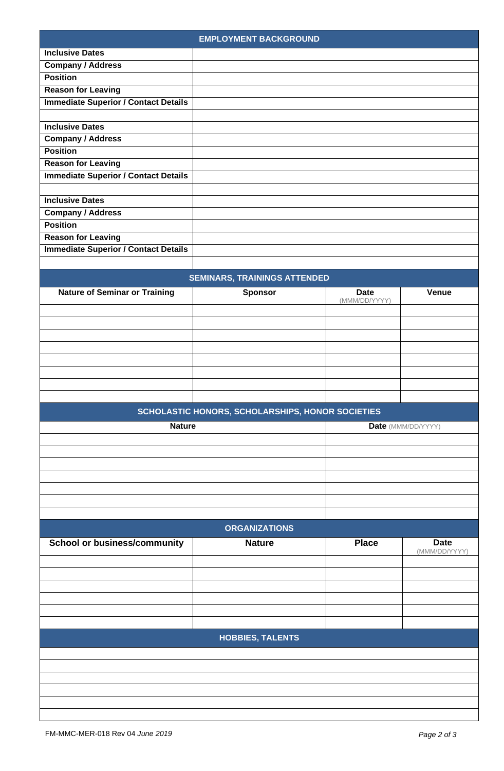## EMPLOYMENT BACKGROUND

| | |
|---|---|
| **Inclusive Dates** | |
| **Company / Address** | |
| **Position** | |
| **Reason for Leaving** | |
| **Immediate Superior / Contact Details** | |
| | |
| **Inclusive Dates** | |
| **Company / Address** | |
| **Position** | |
| **Reason for Leaving** | |
| **Immediate Superior / Contact Details** | |
| | |
| **Inclusive Dates** | |
| **Company / Address** | |
| **Position** | |
| **Reason for Leaving** | |
| **Immediate Superior / Contact Details** | |
| | |

## SEMINARS, TRAININGS ATTENDED

| Nature of Seminar or Training | Sponsor | Date (MMM/DD/YYYY) | Venue |
|---|---|---|---|
| | | | |
| | | | |
| | | | |
| | | | |
| | | | |
| | | | |
| | | | |
| | | | |

## SCHOLASTIC HONORS, SCHOLARSHIPS, HONOR SOCIETIES

| Nature | Date (MMM/DD/YYYY) |
|---|---|
| | |
| | |
| | |
| | |
| | |
| | |
| | |

## ORGANIZATIONS

| School or business/community | Nature | Place | Date (MMM/DD/YYYY) |
|---|---|---|---|
| | | | |
| | | | |
| | | | |
| | | | |
| | | | |
| | | | |

## HOBBIES, TALENTS

| |
|---|
| |
| |
| |
| |
| |
| |

FM-MMC-MER-018 Rev 04 *June 2019*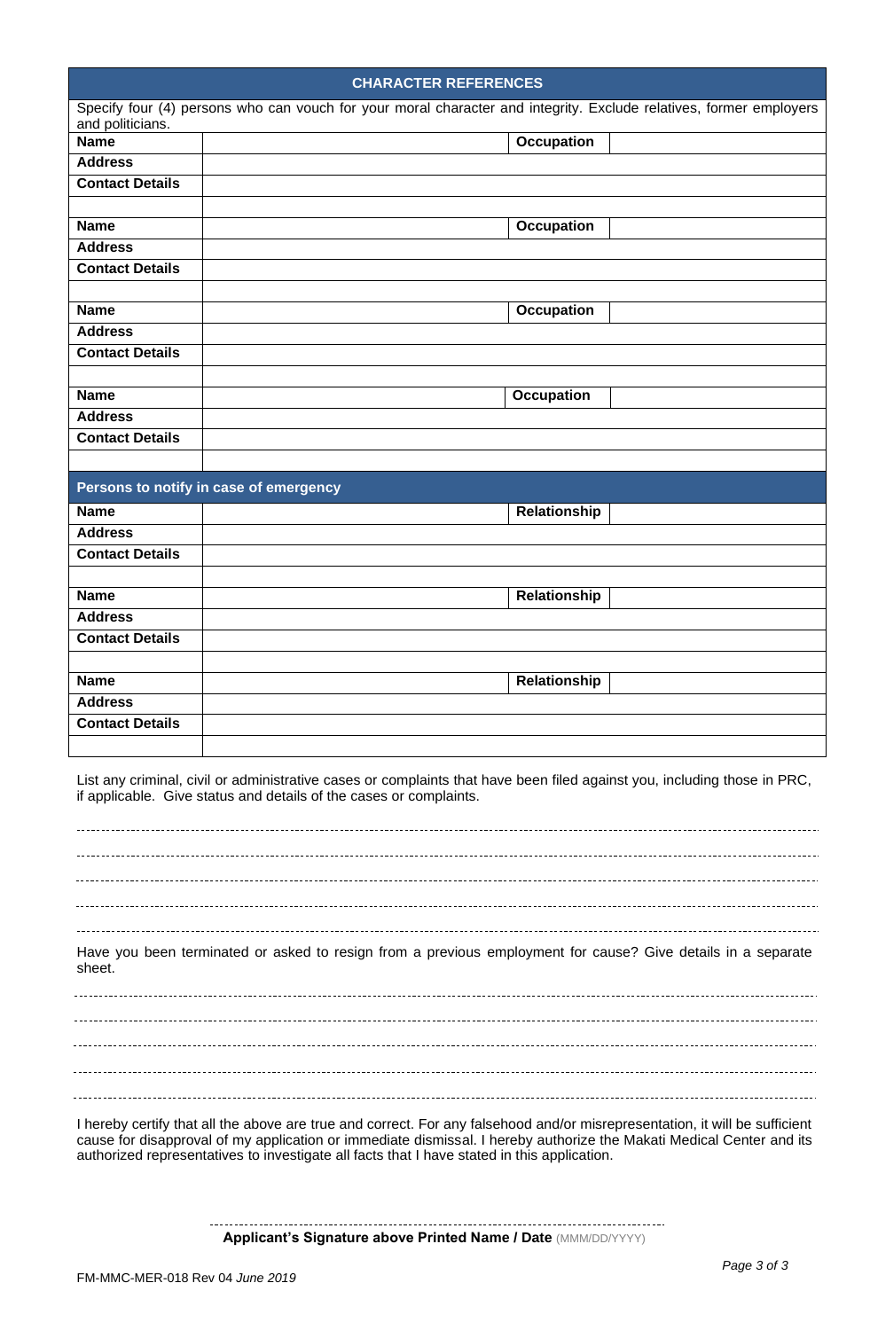## CHARACTER REFERENCES

Specify four (4) persons who can vouch for your moral character and integrity. Exclude relatives, former employers and politicians.

| | | | |
|---|---|---|---|
| **Name** | | **Occupation** | |
| **Address** | | | |
| **Contact Details** | | | |
| | | | |
| **Name** | | **Occupation** | |
| **Address** | | | |
| **Contact Details** | | | |
| | | | |
| **Name** | | **Occupation** | |
| **Address** | | | |
| **Contact Details** | | | |
| | | | |
| **Name** | | **Occupation** | |
| **Address** | | | |
| **Contact Details** | | | |
| | | | |

## Persons to notify in case of emergency

| | | | |
|---|---|---|---|
| **Name** | | **Relationship** | |
| **Address** | | | |
| **Contact Details** | | | |
| | | | |
| **Name** | | **Relationship** | |
| **Address** | | | |
| **Contact Details** | | | |
| | | | |
| **Name** | | **Relationship** | |
| **Address** | | | |
| **Contact Details** | | | |
| | | | |

List any criminal, civil or administrative cases or complaints that have been filed against you, including those in PRC, if applicable. Give status and details of the cases or complaints.

.................................................................................................................................................

.................................................................................................................................................

.................................................................................................................................................

.................................................................................................................................................

.................................................................................................................................................

Have you been terminated or asked to resign from a previous employment for cause? Give details in a separate sheet.

.................................................................................................................................................

.................................................................................................................................................

.................................................................................................................................................

.................................................................................................................................................

.................................................................................................................................................

I hereby certify that all the above are true and correct. For any falsehood and/or misrepresentation, it will be sufficient cause for disapproval of my application or immediate dismissal. I hereby authorize the Makati Medical Center and its authorized representatives to investigate all facts that I have stated in this application.

.................................................................................................

**Applicant's Signature above Printed Name / Date** (MMM/DD/YYYY)

FM-MMC-MER-018 Rev 04 *June 2019*